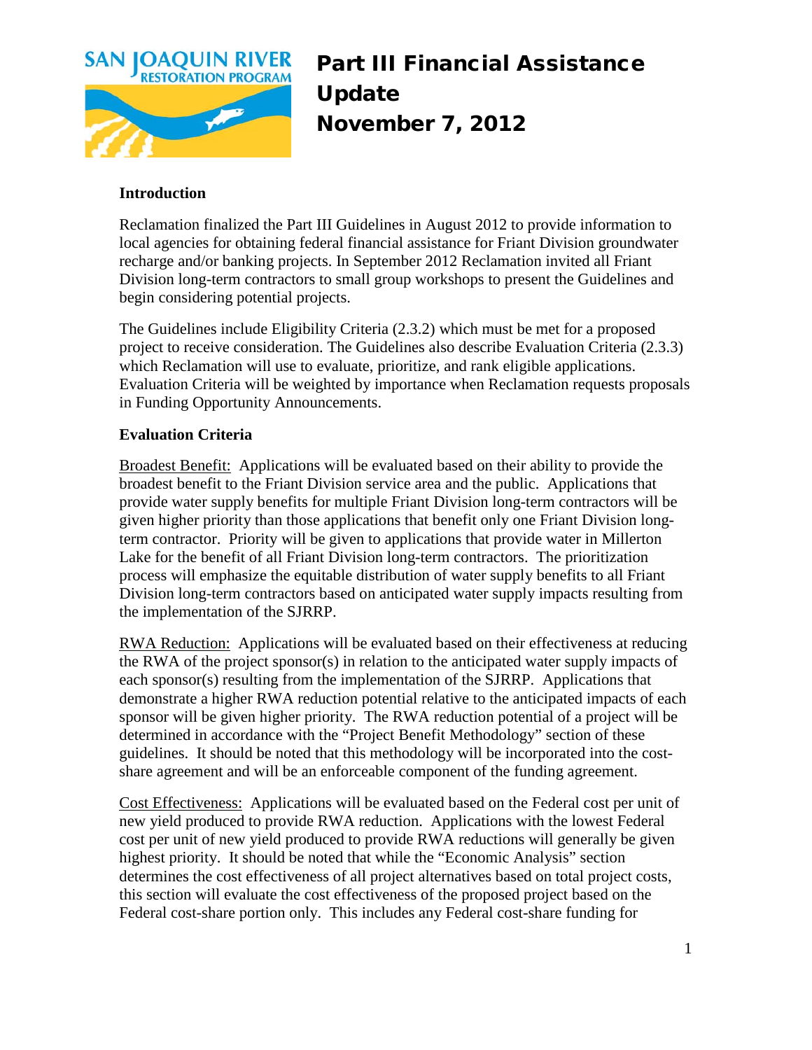# Part III Financial Assistance Update
# November 7, 2012

### Introduction

Reclamation finalized the Part III Guidelines in August 2012 to provide information to local agencies for obtaining federal financial assistance for Friant Division groundwater recharge and/or banking projects. In September 2012 Reclamation invited all Friant Division long-term contractors to small group workshops to present the Guidelines and begin considering potential projects.

The Guidelines include Eligibility Criteria (2.3.2) which must be met for a proposed project to receive consideration. The Guidelines also describe Evaluation Criteria (2.3.3) which Reclamation will use to evaluate, prioritize, and rank eligible applications. Evaluation Criteria will be weighted by importance when Reclamation requests proposals in Funding Opportunity Announcements.

### Evaluation Criteria

Broadest Benefit: Applications will be evaluated based on their ability to provide the broadest benefit to the Friant Division service area and the public. Applications that provide water supply benefits for multiple Friant Division long-term contractors will be given higher priority than those applications that benefit only one Friant Division long-term contractor. Priority will be given to applications that provide water in Millerton Lake for the benefit of all Friant Division long-term contractors. The prioritization process will emphasize the equitable distribution of water supply benefits to all Friant Division long-term contractors based on anticipated water supply impacts resulting from the implementation of the SJRRP.

RWA Reduction: Applications will be evaluated based on their effectiveness at reducing the RWA of the project sponsor(s) in relation to the anticipated water supply impacts of each sponsor(s) resulting from the implementation of the SJRRP. Applications that demonstrate a higher RWA reduction potential relative to the anticipated impacts of each sponsor will be given higher priority. The RWA reduction potential of a project will be determined in accordance with the "Project Benefit Methodology" section of these guidelines. It should be noted that this methodology will be incorporated into the cost-share agreement and will be an enforceable component of the funding agreement.

Cost Effectiveness: Applications will be evaluated based on the Federal cost per unit of new yield produced to provide RWA reduction. Applications with the lowest Federal cost per unit of new yield produced to provide RWA reductions will generally be given highest priority. It should be noted that while the "Economic Analysis" section determines the cost effectiveness of all project alternatives based on total project costs, this section will evaluate the cost effectiveness of the proposed project based on the Federal cost-share portion only. This includes any Federal cost-share funding for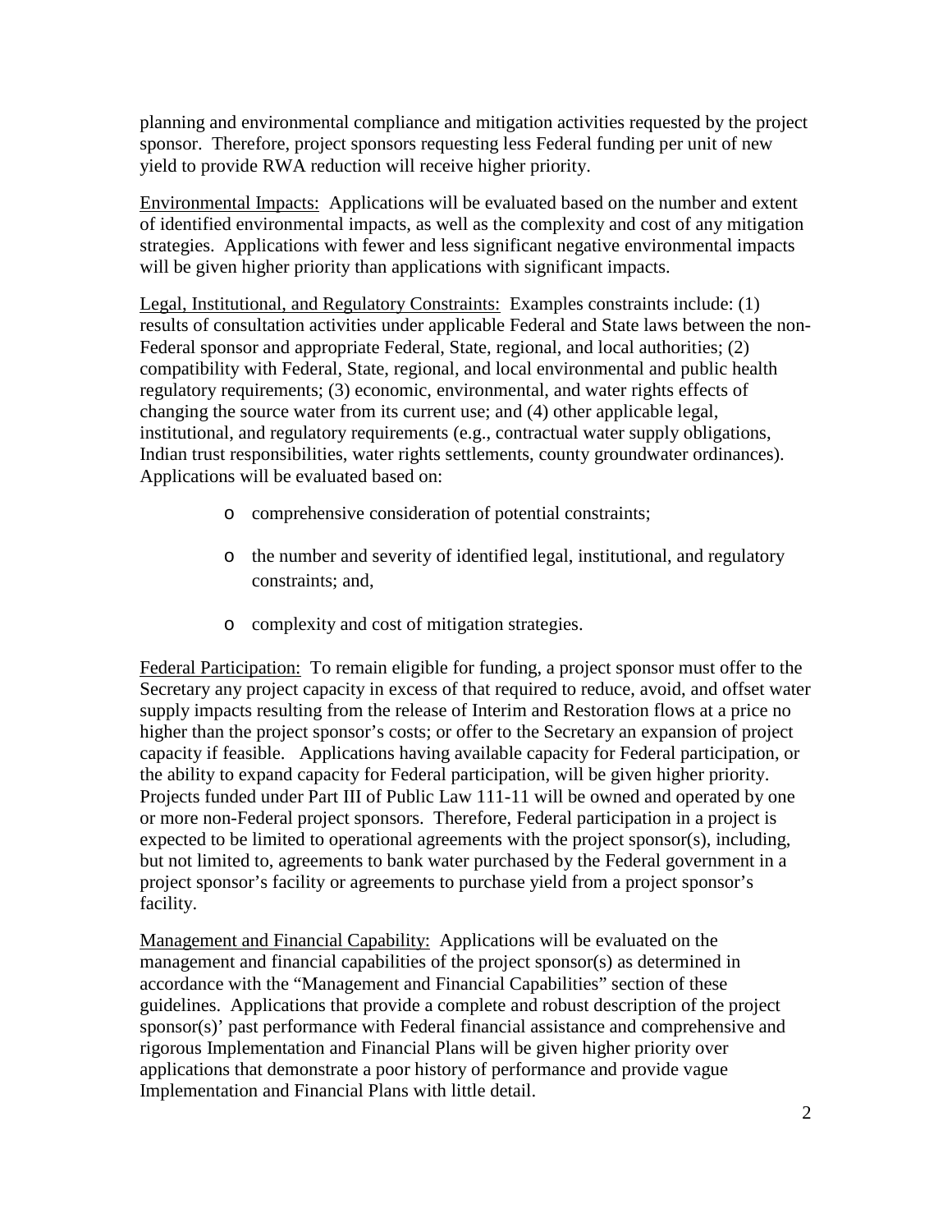planning and environmental compliance and mitigation activities requested by the project sponsor. Therefore, project sponsors requesting less Federal funding per unit of new yield to provide RWA reduction will receive higher priority.

<u>Environmental Impacts:</u> Applications will be evaluated based on the number and extent of identified environmental impacts, as well as the complexity and cost of any mitigation strategies. Applications with fewer and less significant negative environmental impacts will be given higher priority than applications with significant impacts.

<u>Legal, Institutional, and Regulatory Constraints:</u> Examples constraints include: (1) results of consultation activities under applicable Federal and State laws between the non-Federal sponsor and appropriate Federal, State, regional, and local authorities; (2) compatibility with Federal, State, regional, and local environmental and public health regulatory requirements; (3) economic, environmental, and water rights effects of changing the source water from its current use; and (4) other applicable legal, institutional, and regulatory requirements (e.g., contractual water supply obligations, Indian trust responsibilities, water rights settlements, county groundwater ordinances). Applications will be evaluated based on:

- comprehensive consideration of potential constraints;
- the number and severity of identified legal, institutional, and regulatory constraints; and,
- complexity and cost of mitigation strategies.

<u>Federal Participation:</u> To remain eligible for funding, a project sponsor must offer to the Secretary any project capacity in excess of that required to reduce, avoid, and offset water supply impacts resulting from the release of Interim and Restoration flows at a price no higher than the project sponsor's costs; or offer to the Secretary an expansion of project capacity if feasible. Applications having available capacity for Federal participation, or the ability to expand capacity for Federal participation, will be given higher priority. Projects funded under Part III of Public Law 111-11 will be owned and operated by one or more non-Federal project sponsors. Therefore, Federal participation in a project is expected to be limited to operational agreements with the project sponsor(s), including, but not limited to, agreements to bank water purchased by the Federal government in a project sponsor's facility or agreements to purchase yield from a project sponsor's facility.

<u>Management and Financial Capability:</u> Applications will be evaluated on the management and financial capabilities of the project sponsor(s) as determined in accordance with the "Management and Financial Capabilities" section of these guidelines. Applications that provide a complete and robust description of the project sponsor(s)' past performance with Federal financial assistance and comprehensive and rigorous Implementation and Financial Plans will be given higher priority over applications that demonstrate a poor history of performance and provide vague Implementation and Financial Plans with little detail.